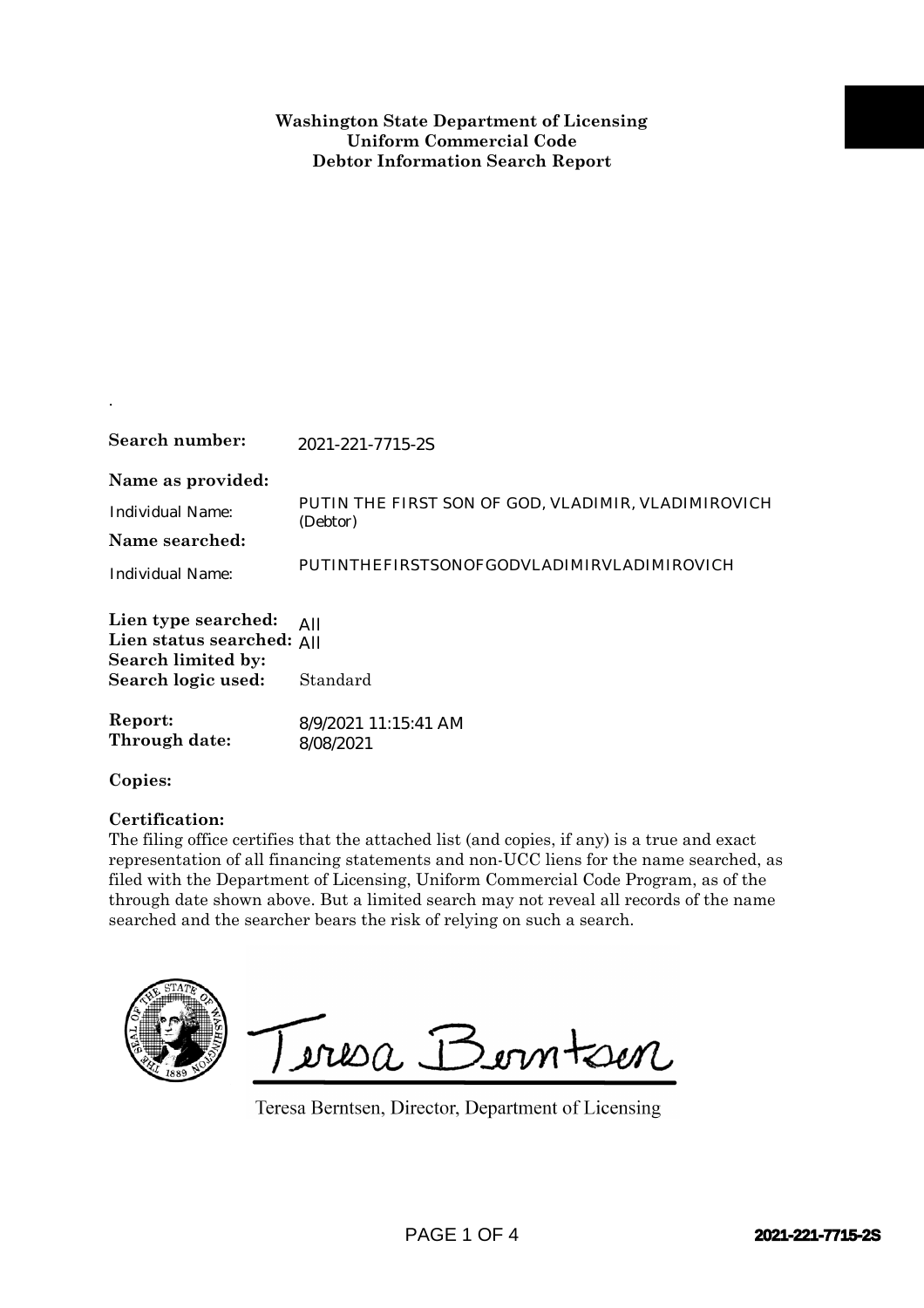**Washington State Department of Licensing**
**Uniform Commercial Code**
**Debtor Information Search Report**

.

**Search number:** 2021-221-7715-2S

**Name as provided:**

Individual Name: PUTIN THE FIRST SON OF GOD, VLADIMIR, VLADIMIROVICH (Debtor)

**Name searched:**

Individual Name: PUTINTHEFIRSTSONOFGODVLADIMIRVLADIMIROVICH

**Lien type searched:** All
**Lien status searched:** All
**Search limited by:**
**Search logic used:** Standard

**Report:** 8/9/2021 11:15:41 AM
**Through date:** 8/08/2021

**Copies:**

**Certification:**
The filing office certifies that the attached list (and copies, if any) is a true and exact representation of all financing statements and non-UCC liens for the name searched, as filed with the Department of Licensing, Uniform Commercial Code Program, as of the through date shown above. But a limited search may not reveal all records of the name searched and the searcher bears the risk of relying on such a search.

Teresa Berntsen

Teresa Berntsen, Director, Department of Licensing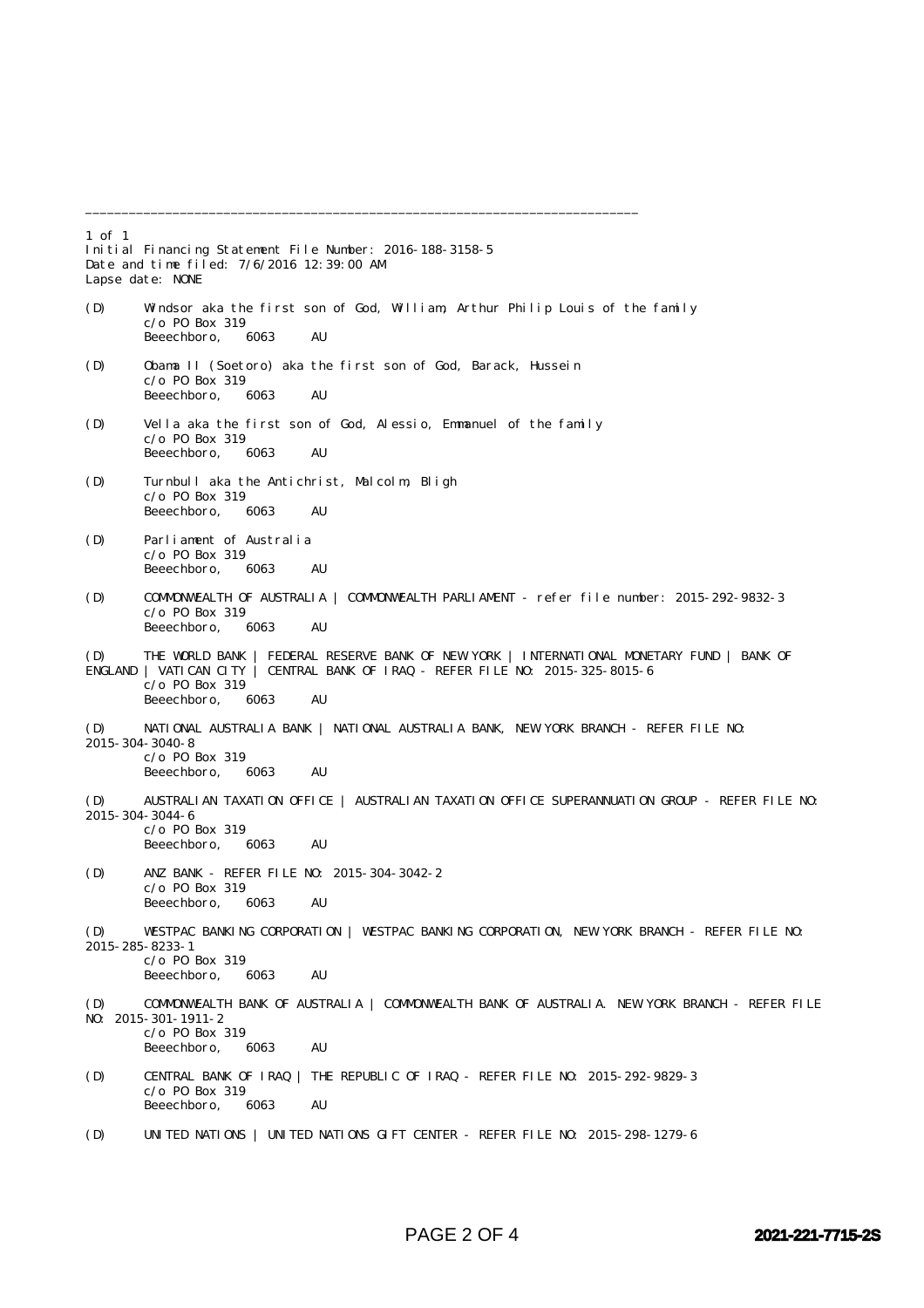1 of 1
Initial Financing Statement File Number: 2016-188-3158-5
Date and time filed: 7/6/2016 12:39:00 AM
Lapse date: NONE

(D) Windsor aka the first son of God, William, Arthur Philip Louis of the family
c/o PO Box 319
Beeechboro, 6063 AU

(D) Obama II (Soetoro) aka the first son of God, Barack, Hussein
c/o PO Box 319
Beeechboro, 6063 AU

(D) Vella aka the first son of God, Alessio, Emmanuel of the family
c/o PO Box 319
Beeechboro, 6063 AU

(D) Turnbull aka the Antichrist, Malcolm, Bligh
c/o PO Box 319
Beeechboro, 6063 AU

(D) Parliament of Australia
c/o PO Box 319
Beeechboro, 6063 AU

(D) COMMONWEALTH OF AUSTRALIA | COMMONWEALTH PARLIAMENT - refer file number: 2015-292-9832-3
c/o PO Box 319
Beeechboro, 6063 AU

(D) THE WORLD BANK | FEDERAL RESERVE BANK OF NEW YORK | INTERNATIONAL MONETARY FUND | BANK OF ENGLAND | VATICAN CITY | CENTRAL BANK OF IRAQ - REFER FILE NO: 2015-325-8015-6
c/o PO Box 319
Beeechboro, 6063 AU

(D) NATIONAL AUSTRALIA BANK | NATIONAL AUSTRALIA BANK, NEW YORK BRANCH - REFER FILE NO: 2015-304-3040-8
c/o PO Box 319
Beeechboro, 6063 AU

(D) AUSTRALIAN TAXATION OFFICE | AUSTRALIAN TAXATION OFFICE SUPERANNUATION GROUP - REFER FILE NO: 2015-304-3044-6
c/o PO Box 319
Beeechboro, 6063 AU

(D) ANZ BANK - REFER FILE NO: 2015-304-3042-2
c/o PO Box 319
Beeechboro, 6063 AU

(D) WESTPAC BANKING CORPORATION | WESTPAC BANKING CORPORATION, NEW YORK BRANCH - REFER FILE NO: 2015-285-8233-1
c/o PO Box 319
Beeechboro, 6063 AU

(D) COMMONWEALTH BANK OF AUSTRALIA | COMMONWEALTH BANK OF AUSTRALIA. NEW YORK BRANCH - REFER FILE NO: 2015-301-1911-2
c/o PO Box 319
Beeechboro, 6063 AU

(D) CENTRAL BANK OF IRAQ | THE REPUBLIC OF IRAQ - REFER FILE NO: 2015-292-9829-3
c/o PO Box 319
Beeechboro, 6063 AU

(D) UNITED NATIONS | UNITED NATIONS GIFT CENTER - REFER FILE NO: 2015-298-1279-6

2021-221-7715-2S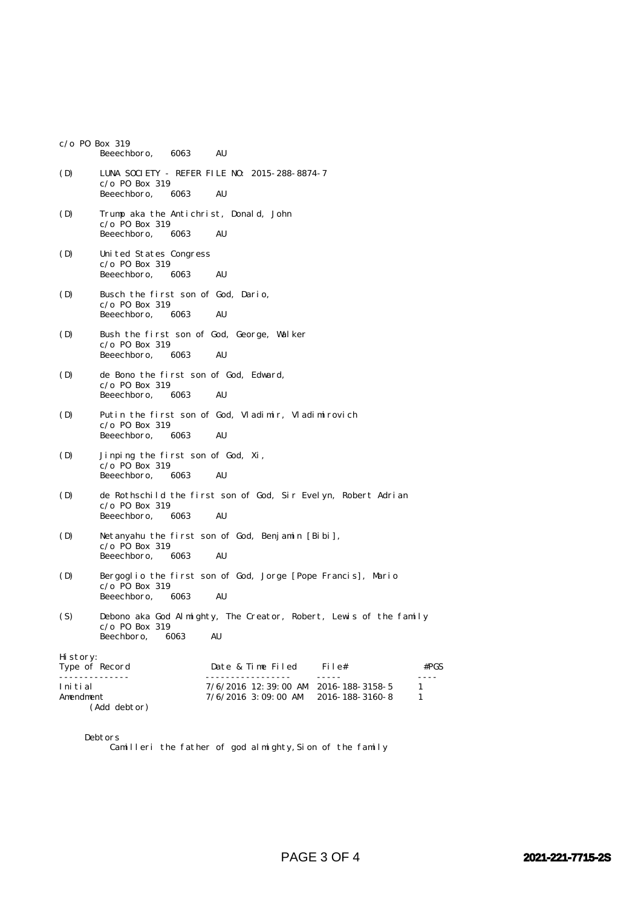c/o PO Box 319
Beeechboro, 6063 AU

(D) LUNA SOCIETY - REFER FILE NO: 2015-288-8874-7
c/o PO Box 319
Beeechboro, 6063 AU

(D) Trump aka the Antichrist, Donald, John
c/o PO Box 319
Beeechboro, 6063 AU

(D) United States Congress
c/o PO Box 319
Beeechboro, 6063 AU

(D) Busch the first son of God, Dario,
c/o PO Box 319
Beeechboro, 6063 AU

(D) Bush the first son of God, George, Walker
c/o PO Box 319
Beeechboro, 6063 AU

(D) de Bono the first son of God, Edward,
c/o PO Box 319
Beeechboro, 6063 AU

(D) Putin the first son of God, Vladimir, Vladimirovich
c/o PO Box 319
Beeechboro, 6063 AU

(D) Jinping the first son of God, Xi,
c/o PO Box 319
Beeechboro, 6063 AU

(D) de Rothschild the first son of God, Sir Evelyn, Robert Adrian
c/o PO Box 319
Beeechboro, 6063 AU

(D) Netanyahu the first son of God, Benjamin [Bibi],
c/o PO Box 319
Beeechboro, 6063 AU

(D) Bergoglio the first son of God, Jorge [Pope Francis], Mario
c/o PO Box 319
Beeechboro, 6063 AU

(S) Debono aka God Almighty, The Creator, Robert, Lewis of the family
c/o PO Box 319
Beechboro, 6063 AU

History:

| Type of Record | Date & Time Filed | File# | #PGS |
|---|---|---|---|
| Initial | 7/6/2016 12:39:00 AM | 2016-188-3158-5 | 1 |
| Amendment (Add debtor) | 7/6/2016 3:09:00 AM | 2016-188-3160-8 | 1 |

Debtors
Camilleri the father of god almighty, Sion of the family

2021-221-7715-2S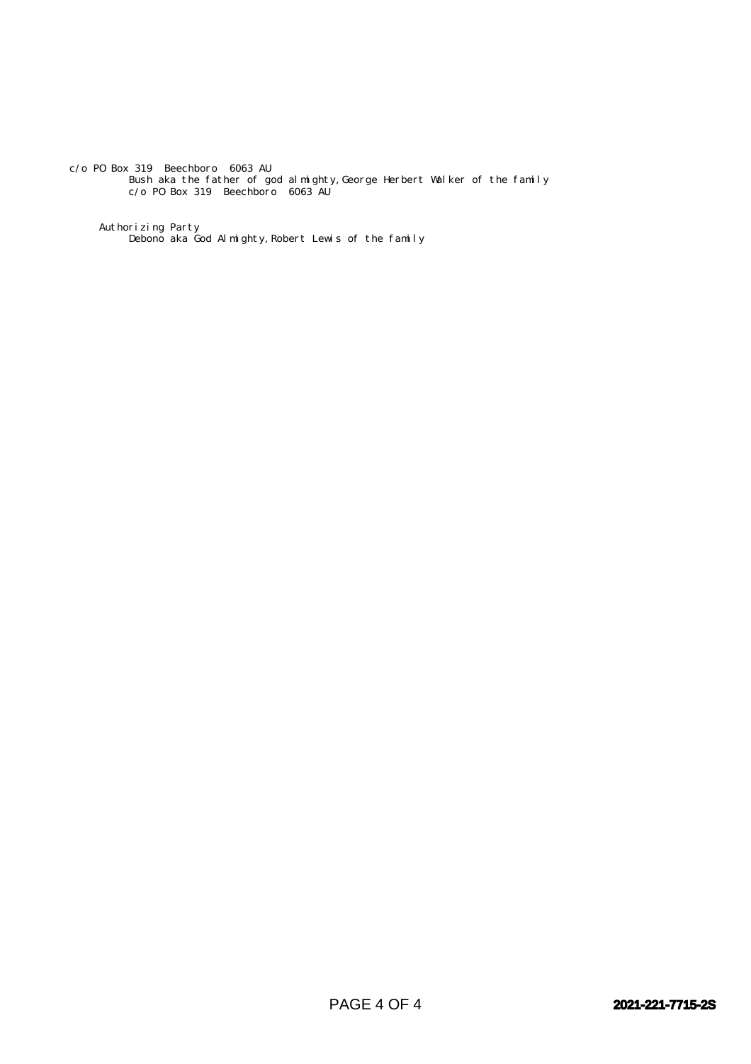c/o PO Box 319 Beechboro 6063 AU

Bush aka the father of god almighty,George Herbert Walker of the family
c/o PO Box 319 Beechboro 6063 AU

Authorizing Party

Debono aka God Almighty,Robert Lewis of the family

2021-221-7715-2S